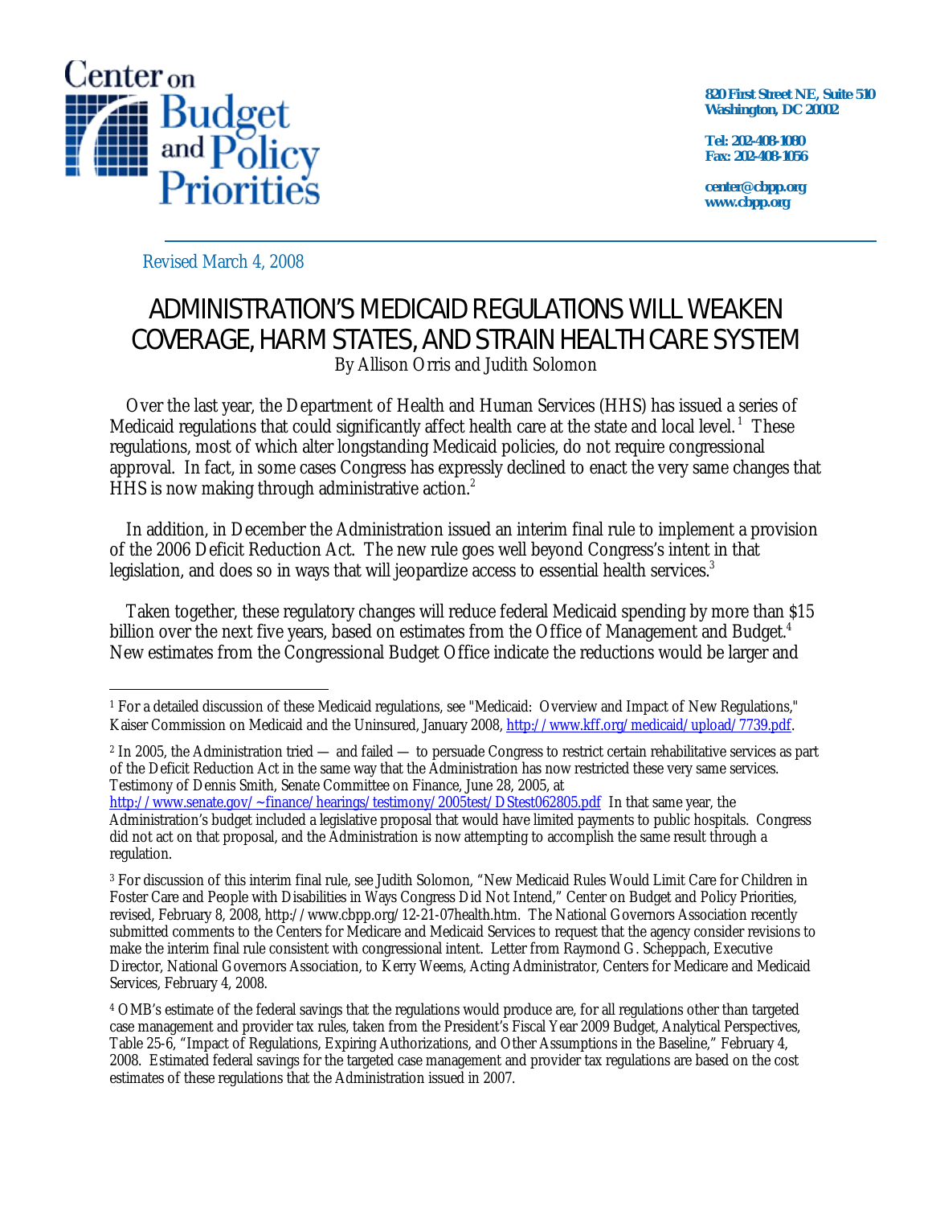Center on Budget and Policy Priorities

**820 First Street NE, Suite 510**
**Washington, DC 20002**

**Tel: 202-408-1080**
**Fax: 202-408-1056**

**center@cbpp.org**
**www.cbpp.org**

Revised March 4, 2008

# ADMINISTRATION'S MEDICAID REGULATIONS WILL WEAKEN COVERAGE, HARM STATES, AND STRAIN HEALTH CARE SYSTEM

By Allison Orris and Judith Solomon

Over the last year, the Department of Health and Human Services (HHS) has issued a series of Medicaid regulations that could significantly affect health care at the state and local level.[1] These regulations, most of which alter longstanding Medicaid policies, do not require congressional approval. In fact, in some cases Congress has expressly declined to enact the very same changes that HHS is now making through administrative action.[2]

In addition, in December the Administration issued an interim final rule to implement a provision of the 2006 Deficit Reduction Act. The new rule goes well beyond Congress's intent in that legislation, and does so in ways that will jeopardize access to essential health services.[3]

Taken together, these regulatory changes will reduce federal Medicaid spending by more than $15 billion over the next five years, based on estimates from the Office of Management and Budget.[4] New estimates from the Congressional Budget Office indicate the reductions would be larger and

---

[1] For a detailed discussion of these Medicaid regulations, see "Medicaid: Overview and Impact of New Regulations," Kaiser Commission on Medicaid and the Uninsured, January 2008, http://www.kff.org/medicaid/upload/7739.pdf.

[2] In 2005, the Administration tried — and failed — to persuade Congress to restrict certain rehabilitative services as part of the Deficit Reduction Act in the same way that the Administration has now restricted these very same services. Testimony of Dennis Smith, Senate Committee on Finance, June 28, 2005, at http://www.senate.gov/~finance/hearings/testimony/2005test/DStest062805.pdf In that same year, the Administration's budget included a legislative proposal that would have limited payments to public hospitals. Congress did not act on that proposal, and the Administration is now attempting to accomplish the same result through a regulation.

[3] For discussion of this interim final rule, see Judith Solomon, "New Medicaid Rules Would Limit Care for Children in Foster Care and People with Disabilities in Ways Congress Did Not Intend," Center on Budget and Policy Priorities, revised, February 8, 2008, http://www.cbpp.org/12-21-07health.htm. The National Governors Association recently submitted comments to the Centers for Medicare and Medicaid Services to request that the agency consider revisions to make the interim final rule consistent with congressional intent. Letter from Raymond G. Scheppach, Executive Director, National Governors Association, to Kerry Weems, Acting Administrator, Centers for Medicare and Medicaid Services, February 4, 2008.

[4] OMB's estimate of the federal savings that the regulations would produce are, for all regulations other than targeted case management and provider tax rules, taken from the President's Fiscal Year 2009 Budget, Analytical Perspectives, Table 25-6, "Impact of Regulations, Expiring Authorizations, and Other Assumptions in the Baseline," February 4, 2008. Estimated federal savings for the targeted case management and provider tax regulations are based on the cost estimates of these regulations that the Administration issued in 2007.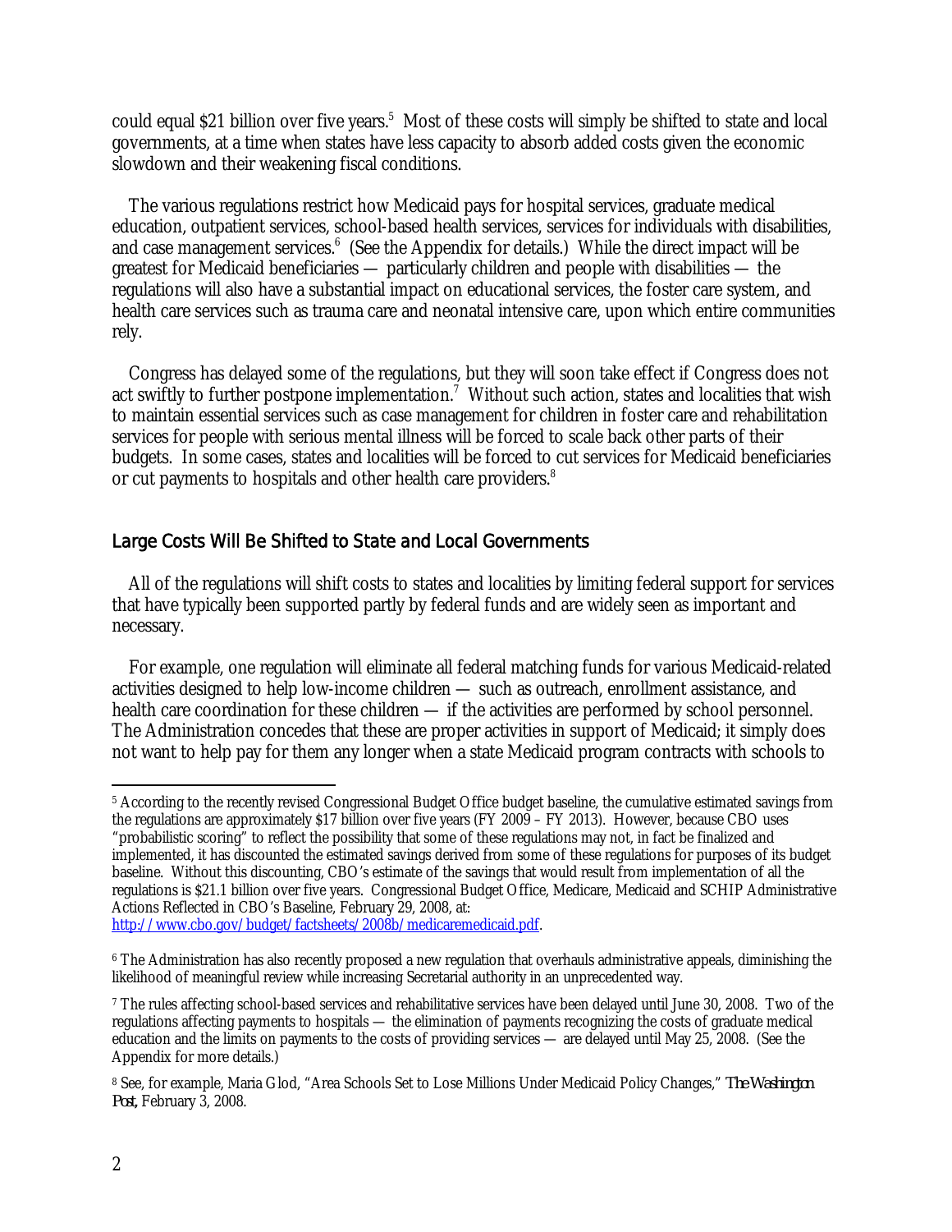could equal $21 billion over five years.[5] Most of these costs will simply be shifted to state and local governments, at a time when states have less capacity to absorb added costs given the economic slowdown and their weakening fiscal conditions.

The various regulations restrict how Medicaid pays for hospital services, graduate medical education, outpatient services, school-based health services, services for individuals with disabilities, and case management services.[6] (See the Appendix for details.) While the direct impact will be greatest for Medicaid beneficiaries — particularly children and people with disabilities — the regulations will also have a substantial impact on educational services, the foster care system, and health care services such as trauma care and neonatal intensive care, upon which entire communities rely.

Congress has delayed some of the regulations, but they will soon take effect if Congress does not act swiftly to further postpone implementation.[7] Without such action, states and localities that wish to maintain essential services such as case management for children in foster care and rehabilitation services for people with serious mental illness will be forced to scale back other parts of their budgets. In some cases, states and localities will be forced to cut services for Medicaid beneficiaries or cut payments to hospitals and other health care providers.[8]

## Large Costs Will Be Shifted to State and Local Governments

All of the regulations will shift costs to states and localities by limiting federal support for services that have typically been supported partly by federal funds and are widely seen as important and necessary.

For example, one regulation will eliminate all federal matching funds for various Medicaid-related activities designed to help low-income children — such as outreach, enrollment assistance, and health care coordination for these children — if the activities are performed by school personnel. The Administration concedes that these are proper activities in support of Medicaid; it simply does not want to help pay for them any longer when a state Medicaid program contracts with schools to

---

[5] According to the recently revised Congressional Budget Office budget baseline, the cumulative estimated savings from the regulations are approximately $17 billion over five years (FY 2009 – FY 2013). However, because CBO uses "probabilistic scoring" to reflect the possibility that some of these regulations may not, in fact be finalized and implemented, it has discounted the estimated savings derived from some of these regulations for purposes of its budget baseline. Without this discounting, CBO's estimate of the savings that would result from implementation of all the regulations is $21.1 billion over five years. Congressional Budget Office, Medicare, Medicaid and SCHIP Administrative Actions Reflected in CBO's Baseline, February 29, 2008, at: http://www.cbo.gov/budget/factsheets/2008b/medicaremedicaid.pdf.

[6] The Administration has also recently proposed a new regulation that overhauls administrative appeals, diminishing the likelihood of meaningful review while increasing Secretarial authority in an unprecedented way.

[7] The rules affecting school-based services and rehabilitative services have been delayed until June 30, 2008. Two of the regulations affecting payments to hospitals — the elimination of payments recognizing the costs of graduate medical education and the limits on payments to the costs of providing services — are delayed until May 25, 2008. (See the Appendix for more details.)

[8] See, for example, Maria Glod, "Area Schools Set to Lose Millions Under Medicaid Policy Changes," *The Washington Post*, February 3, 2008.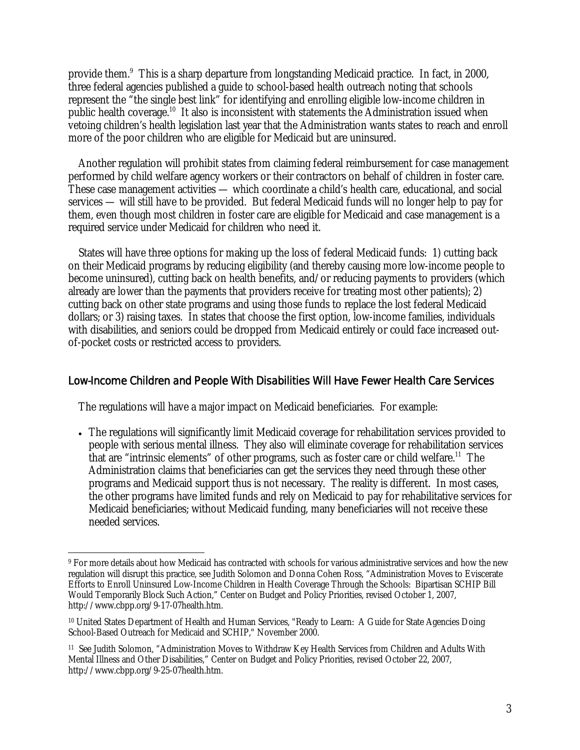provide them.[9] This is a sharp departure from longstanding Medicaid practice. In fact, in 2000, three federal agencies published a guide to school-based health outreach noting that schools represent the "the single best link" for identifying and enrolling eligible low-income children in public health coverage.[10] It also is inconsistent with statements the Administration issued when vetoing children's health legislation last year that the Administration wants states to reach and enroll more of the poor children who are eligible for Medicaid but are uninsured.

Another regulation will prohibit states from claiming federal reimbursement for case management performed by child welfare agency workers or their contractors on behalf of children in foster care. These case management activities — which coordinate a child's health care, educational, and social services — will still have to be provided. But federal Medicaid funds will no longer help to pay for them, even though most children in foster care are eligible for Medicaid and case management is a required service under Medicaid for children who need it.

States will have three options for making up the loss of federal Medicaid funds: 1) cutting back on their Medicaid programs by reducing eligibility (and thereby causing more low-income people to become uninsured), cutting back on health benefits, and/or reducing payments to providers (which already are lower than the payments that providers receive for treating most other patients); 2) cutting back on other state programs and using those funds to replace the lost federal Medicaid dollars; or 3) raising taxes. In states that choose the first option, low-income families, individuals with disabilities, and seniors could be dropped from Medicaid entirely or could face increased out-of-pocket costs or restricted access to providers.

## Low-Income Children and People With Disabilities Will Have Fewer Health Care Services

The regulations will have a major impact on Medicaid beneficiaries. For example:

- The regulations will significantly limit Medicaid coverage for rehabilitation services provided to people with serious mental illness. They also will eliminate coverage for rehabilitation services that are "intrinsic elements" of other programs, such as foster care or child welfare.[11] The Administration claims that beneficiaries can get the services they need through these other programs and Medicaid support thus is not necessary. The reality is different. In most cases, the other programs have limited funds and rely on Medicaid to pay for rehabilitative services for Medicaid beneficiaries; without Medicaid funding, many beneficiaries will not receive these needed services.

---

[9] For more details about how Medicaid has contracted with schools for various administrative services and how the new regulation will disrupt this practice, see Judith Solomon and Donna Cohen Ross, "Administration Moves to Eviscerate Efforts to Enroll Uninsured Low-Income Children in Health Coverage Through the Schools: Bipartisan SCHIP Bill Would Temporarily Block Such Action," Center on Budget and Policy Priorities, revised October 1, 2007, http://www.cbpp.org/9-17-07health.htm.

[10] United States Department of Health and Human Services, "Ready to Learn: A Guide for State Agencies Doing School-Based Outreach for Medicaid and SCHIP," November 2000.

[11] See Judith Solomon, "Administration Moves to Withdraw Key Health Services from Children and Adults With Mental Illness and Other Disabilities," Center on Budget and Policy Priorities, revised October 22, 2007, http://www.cbpp.org/9-25-07health.htm.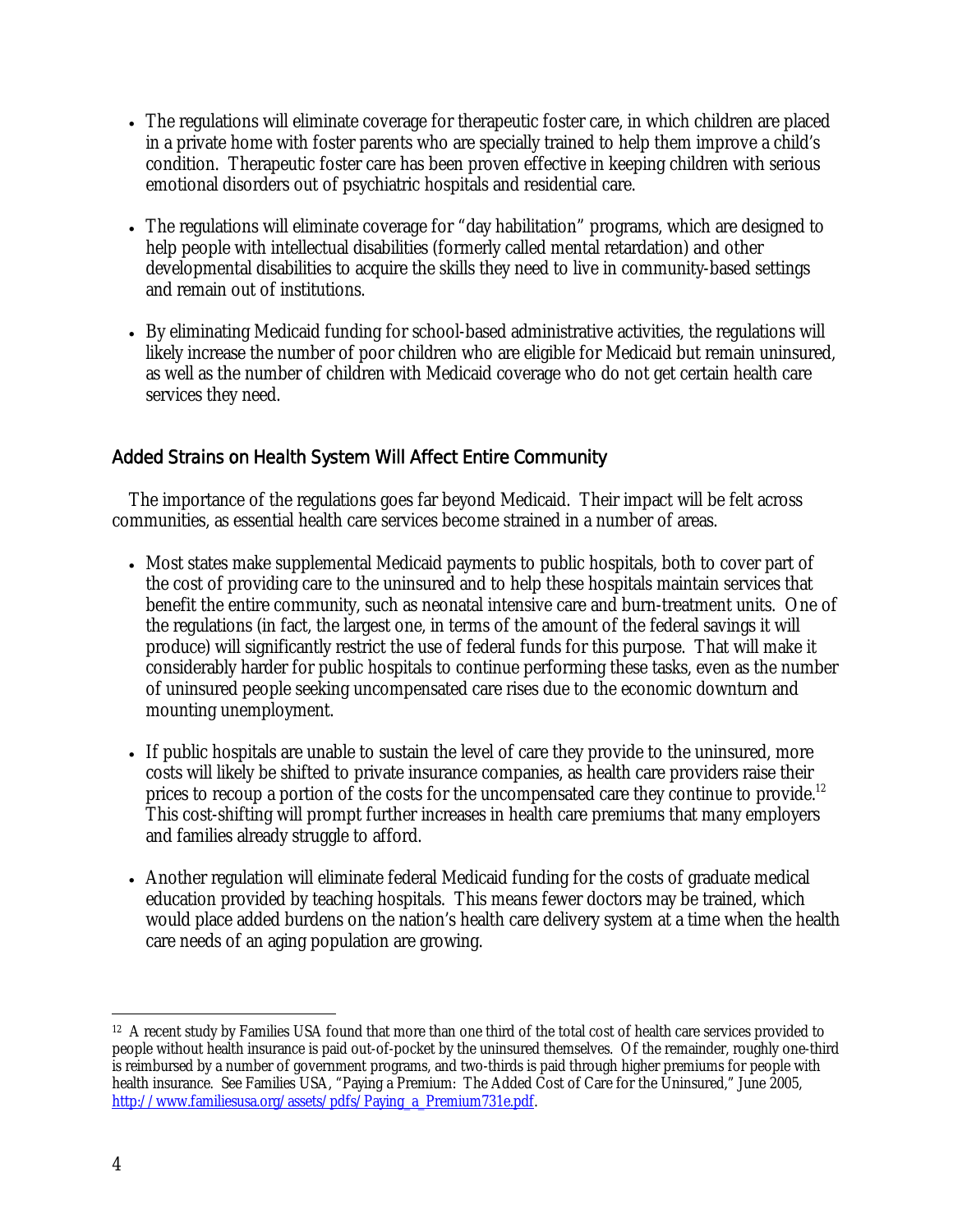- The regulations will eliminate coverage for therapeutic foster care, in which children are placed in a private home with foster parents who are specially trained to help them improve a child's condition. Therapeutic foster care has been proven effective in keeping children with serious emotional disorders out of psychiatric hospitals and residential care.

- The regulations will eliminate coverage for "day habilitation" programs, which are designed to help people with intellectual disabilities (formerly called mental retardation) and other developmental disabilities to acquire the skills they need to live in community-based settings and remain out of institutions.

- By eliminating Medicaid funding for school-based administrative activities, the regulations will likely increase the number of poor children who are eligible for Medicaid but remain uninsured, as well as the number of children with Medicaid coverage who do not get certain health care services they need.

## Added Strains on Health System Will Affect Entire Community

The importance of the regulations goes far beyond Medicaid. Their impact will be felt across communities, as essential health care services become strained in a number of areas.

- Most states make supplemental Medicaid payments to public hospitals, both to cover part of the cost of providing care to the uninsured and to help these hospitals maintain services that benefit the entire community, such as neonatal intensive care and burn-treatment units. One of the regulations (in fact, the largest one, in terms of the amount of the federal savings it will produce) will significantly restrict the use of federal funds for this purpose. That will make it considerably harder for public hospitals to continue performing these tasks, even as the number of uninsured people seeking uncompensated care rises due to the economic downturn and mounting unemployment.

- If public hospitals are unable to sustain the level of care they provide to the uninsured, more costs will likely be shifted to private insurance companies, as health care providers raise their prices to recoup a portion of the costs for the uncompensated care they continue to provide.[12] This cost-shifting will prompt further increases in health care premiums that many employers and families already struggle to afford.

- Another regulation will eliminate federal Medicaid funding for the costs of graduate medical education provided by teaching hospitals. This means fewer doctors may be trained, which would place added burdens on the nation's health care delivery system at a time when the health care needs of an aging population are growing.

---

[12] A recent study by Families USA found that more than one third of the total cost of health care services provided to people without health insurance is paid out-of-pocket by the uninsured themselves. Of the remainder, roughly one-third is reimbursed by a number of government programs, and two-thirds is paid through higher premiums for people with health insurance. See Families USA, "Paying a Premium: The Added Cost of Care for the Uninsured," June 2005, http://www.familiesusa.org/assets/pdfs/Paying_a_Premium731e.pdf.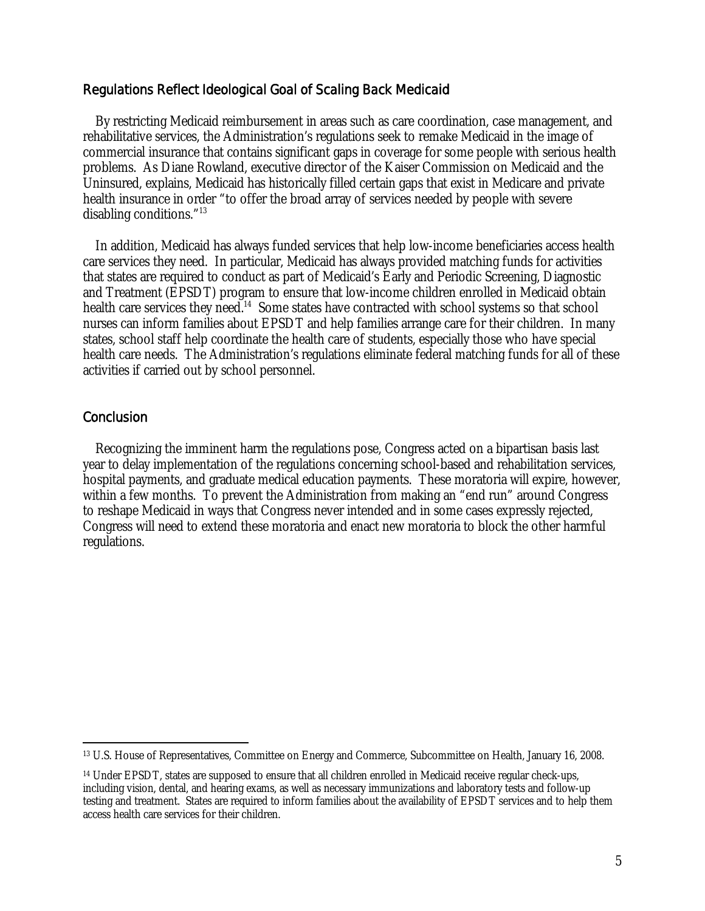## Regulations Reflect Ideological Goal of Scaling Back Medicaid

By restricting Medicaid reimbursement in areas such as care coordination, case management, and rehabilitative services, the Administration's regulations seek to remake Medicaid in the image of commercial insurance that contains significant gaps in coverage for some people with serious health problems. As Diane Rowland, executive director of the Kaiser Commission on Medicaid and the Uninsured, explains, Medicaid has historically filled certain gaps that exist in Medicare and private health insurance in order "to offer the broad array of services needed by people with severe disabling conditions."[13]

In addition, Medicaid has always funded services that help low-income beneficiaries access health care services they need. In particular, Medicaid has always provided matching funds for activities that states are required to conduct as part of Medicaid's Early and Periodic Screening, Diagnostic and Treatment (EPSDT) program to ensure that low-income children enrolled in Medicaid obtain health care services they need.[14] Some states have contracted with school systems so that school nurses can inform families about EPSDT and help families arrange care for their children. In many states, school staff help coordinate the health care of students, especially those who have special health care needs. The Administration's regulations eliminate federal matching funds for all of these activities if carried out by school personnel.

## Conclusion

Recognizing the imminent harm the regulations pose, Congress acted on a bipartisan basis last year to delay implementation of the regulations concerning school-based and rehabilitation services, hospital payments, and graduate medical education payments. These moratoria will expire, however, within a few months. To prevent the Administration from making an "end run" around Congress to reshape Medicaid in ways that Congress never intended and in some cases expressly rejected, Congress will need to extend these moratoria and enact new moratoria to block the other harmful regulations.

---

[13] U.S. House of Representatives, Committee on Energy and Commerce, Subcommittee on Health, January 16, 2008.

[14] Under EPSDT, states are supposed to ensure that all children enrolled in Medicaid receive regular check-ups, including vision, dental, and hearing exams, as well as necessary immunizations and laboratory tests and follow-up testing and treatment. States are required to inform families about the availability of EPSDT services and to help them access health care services for their children.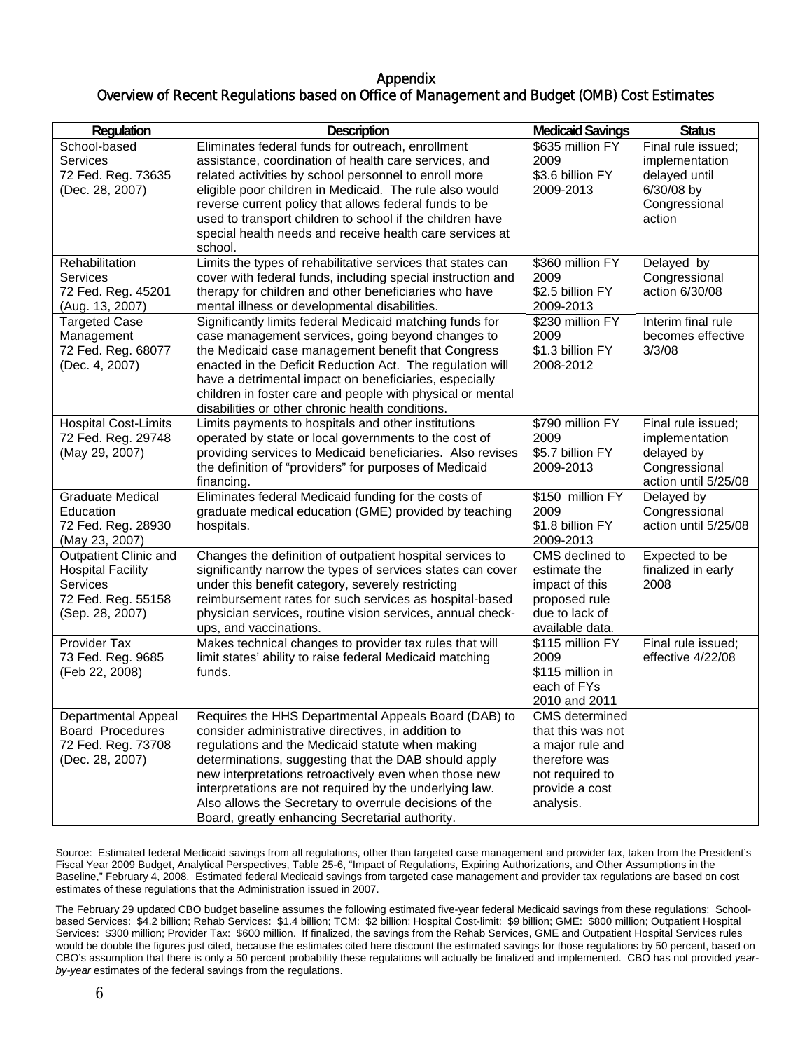# Appendix

## Overview of Recent Regulations based on Office of Management and Budget (OMB) Cost Estimates

| Regulation | Description | Medicaid Savings | Status |
|---|---|---|---|
| School-based Services 72 Fed. Reg. 73635 (Dec. 28, 2007) | Eliminates federal funds for outreach, enrollment assistance, coordination of health care services, and related activities by school personnel to enroll more eligible poor children in Medicaid. The rule also would reverse current policy that allows federal funds to be used to transport children to school if the children have special health needs and receive health care services at school. | \$635 million FY 2009 \$3.6 billion FY 2009-2013 | Final rule issued; implementation delayed until 6/30/08 by Congressional action |
| Rehabilitation Services 72 Fed. Reg. 45201 (Aug. 13, 2007) | Limits the types of rehabilitative services that states can cover with federal funds, including special instruction and therapy for children and other beneficiaries who have mental illness or developmental disabilities. | \$360 million FY 2009 \$2.5 billion FY 2009-2013 | Delayed by Congressional action 6/30/08 |
| Targeted Case Management 72 Fed. Reg. 68077 (Dec. 4, 2007) | Significantly limits federal Medicaid matching funds for case management services, going beyond changes to the Medicaid case management benefit that Congress enacted in the Deficit Reduction Act. The regulation will have a detrimental impact on beneficiaries, especially children in foster care and people with physical or mental disabilities or other chronic health conditions. | \$230 million FY 2009 \$1.3 billion FY 2008-2012 | Interim final rule becomes effective 3/3/08 |
| Hospital Cost-Limits 72 Fed. Reg. 29748 (May 29, 2007) | Limits payments to hospitals and other institutions operated by state or local governments to the cost of providing services to Medicaid beneficiaries. Also revises the definition of "providers" for purposes of Medicaid financing. | \$790 million FY 2009 \$5.7 billion FY 2009-2013 | Final rule issued; implementation delayed by Congressional action until 5/25/08 |
| Graduate Medical Education 72 Fed. Reg. 28930 (May 23, 2007) | Eliminates federal Medicaid funding for the costs of graduate medical education (GME) provided by teaching hospitals. | \$150 million FY 2009 \$1.8 billion FY 2009-2013 | Delayed by Congressional action until 5/25/08 |
| Outpatient Clinic and Hospital Facility Services 72 Fed. Reg. 55158 (Sep. 28, 2007) | Changes the definition of outpatient hospital services to significantly narrow the types of services states can cover under this benefit category, severely restricting reimbursement rates for such services as hospital-based physician services, routine vision services, annual check-ups, and vaccinations. | CMS declined to estimate the impact of this proposed rule due to lack of available data. | Expected to be finalized in early 2008 |
| Provider Tax 73 Fed. Reg. 9685 (Feb 22, 2008) | Makes technical changes to provider tax rules that will limit states' ability to raise federal Medicaid matching funds. | \$115 million FY 2009 \$115 million in each of FYs 2010 and 2011 | Final rule issued; effective 4/22/08 |
| Departmental Appeal Board Procedures 72 Fed. Reg. 73708 (Dec. 28, 2007) | Requires the HHS Departmental Appeals Board (DAB) to consider administrative directives, in addition to regulations and the Medicaid statute when making determinations, suggesting that the DAB should apply new interpretations retroactively even when those new interpretations are not required by the underlying law. Also allows the Secretary to overrule decisions of the Board, greatly enhancing Secretarial authority. | CMS determined that this was not a major rule and therefore was not required to provide a cost analysis. | |

Source: Estimated federal Medicaid savings from all regulations, other than targeted case management and provider tax, taken from the President's Fiscal Year 2009 Budget, Analytical Perspectives, Table 25-6, "Impact of Regulations, Expiring Authorizations, and Other Assumptions in the Baseline," February 4, 2008. Estimated federal Medicaid savings from targeted case management and provider tax regulations are based on cost estimates of these regulations that the Administration issued in 2007.

The February 29 updated CBO budget baseline assumes the following estimated five-year federal Medicaid savings from these regulations: School-based Services: \$4.2 billion; Rehab Services: \$1.4 billion; TCM: \$2 billion; Hospital Cost-limit: \$9 billion; GME: \$800 million; Outpatient Hospital Services: \$300 million; Provider Tax: \$600 million. If finalized, the savings from the Rehab Services, GME and Outpatient Hospital Services rules would be double the figures just cited, because the estimates cited here discount the estimated savings for those regulations by 50 percent, based on CBO's assumption that there is only a 50 percent probability these regulations will actually be finalized and implemented. CBO has not provided *year-by-year* estimates of the federal savings from the regulations.